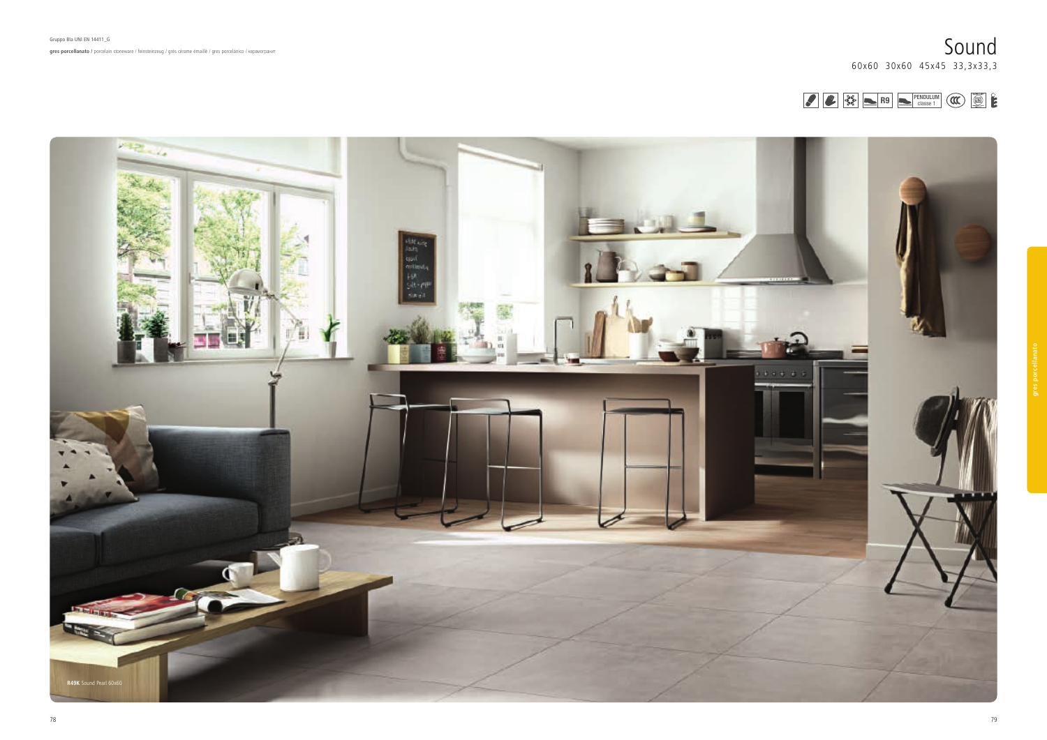Gruppo Bla UNI EN 14411_G

**gres porcellanato /** porcelain stoneware / feinsteinzeug / grès cérame émaillé / gres porcelánico / керамогранит

# Sound

60x60 30x60 45x45 33,3x33,3

R9 PENDULUM classe 1

**R49K** Sound Pearl 60x60

gres porcellanato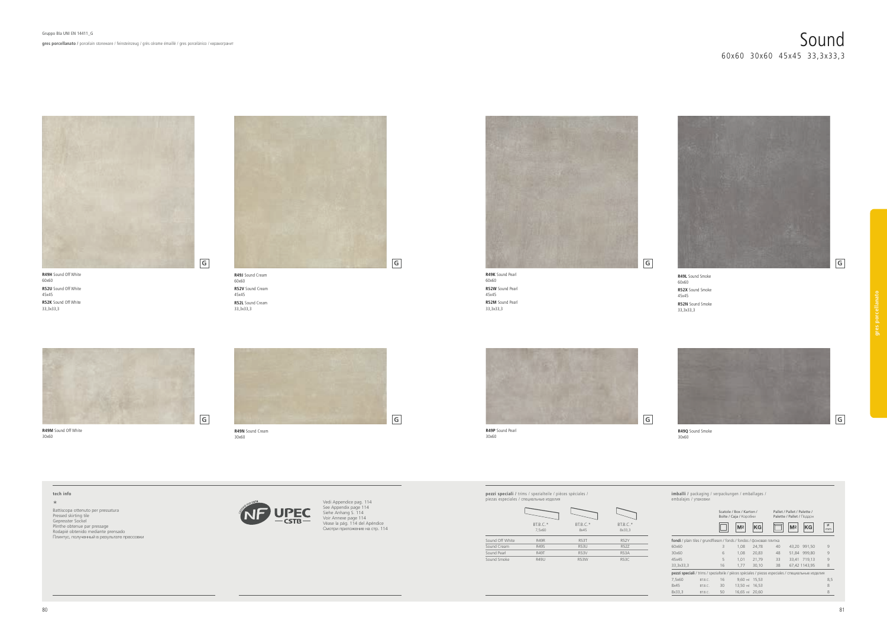Gruppo BIa UNI EN 14411_G

**gres porcellanato /** porcelain stoneware / feinsteinzeug / grès cérame émaillé / gres porcelánico / керамогранит

# Sound

60x60 30x60 45x45 33,3x33,3

G

**R49H** Sound Off White
60x60
**R52U** Sound Off White
45x45
**R52K** Sound Off White
33,3x33,3

G

**R49J** Sound Cream
60x60
**R52V** Sound Cream
45x45
**R52L** Sound Cream
33,3x33,3

G

**R49K** Sound Pearl
60x60
**R52W** Sound Pearl
45x45
**R52M** Sound Pearl
33,3x33,3

G

**R49L** Sound Smoke
60x60
**R52X** Sound Smoke
45x45
**R52N** Sound Smoke
33,3x33,3

G

**R49M** Sound Off White
30x60

G

**R49N** Sound Cream
30x60

G

**R49P** Sound Pearl
30x60

G

**R49Q** Sound Smoke
30x60

gres porcellanato

**tech info**

*

Battiscopa ottenuto per pressatura
Pressed skirting tile
Gepresster Sockel
Plinthe obtenue par pressage
Rodapié obtenido mediante prensado
Плинтус, полученный в результате прессовки

NF UPEC CSTB

Vedi Appendice pag. 114
See Appendix page 114
Siehe Anhang S. 114
Voir Annexe page 114
Véase la pág. 114 del Apéndice
Смотри приложение на стр. 114

**pezzi speciali /** trims / spezialteile / pièces spéciales / piezas especiales / специальные изделия

| | BT.B.C.* 7,5x60 | BT.B.C.* 8x45 | BT.B.C.* 8x33,3 |
|---|---|---|---|
| Sound Off White | R49R | R53T | R52Y |
| Sound Cream | R49S | R53U | R52Z |
| Sound Pearl | R49T | R53V | R53A |
| Sound Smoke | R49U | R53W | R53C |

**imballi /** packaging / verpackungen / emballages / embalajes / упаковки

| | | Scatole / Box / Karton / Boîte / Caja / Коробки | | | Pallet / Pallet / Palette / Palette / Pallet / Поддон | | | |
|---|---|---|---|---|---|---|---|---|
| | | pz | M² | KG | | M² | KG | mm |
| **fondi** / plain tiles / grundfliesen / fonds / fondos / фоновая плитка | | | | | | | | |
| 60x60 | | 3 | 1,08 | 24,78 | 40 | 43,20 | 991,50 | 9 |
| 30x60 | | 6 | 1,08 | 20,83 | 48 | 51,84 | 999,80 | 9 |
| 45x45 | | 5 | 1,01 | 21,79 | 33 | 33,41 | 719,13 | 9 |
| 33,3x33,3 | | 16 | 1,77 | 30,10 | 38 | 67,42 | 1143,95 | 8 |
| **pezzi speciali** / trims / spezialteile / pièces spéciales / piezas especiales / специальные изделия | | | | | | | | |
| 7,5x60 | BT.B.C. | 16 | 9,60 ml | 15,53 | | | | 8,5 |
| 8x45 | BT.B.C. | 30 | 13,50 ml | 16,53 | | | | 8 |
| 8x33,3 | BT.B.C. | 50 | 16,65 ml | 20,60 | | | | 8 |